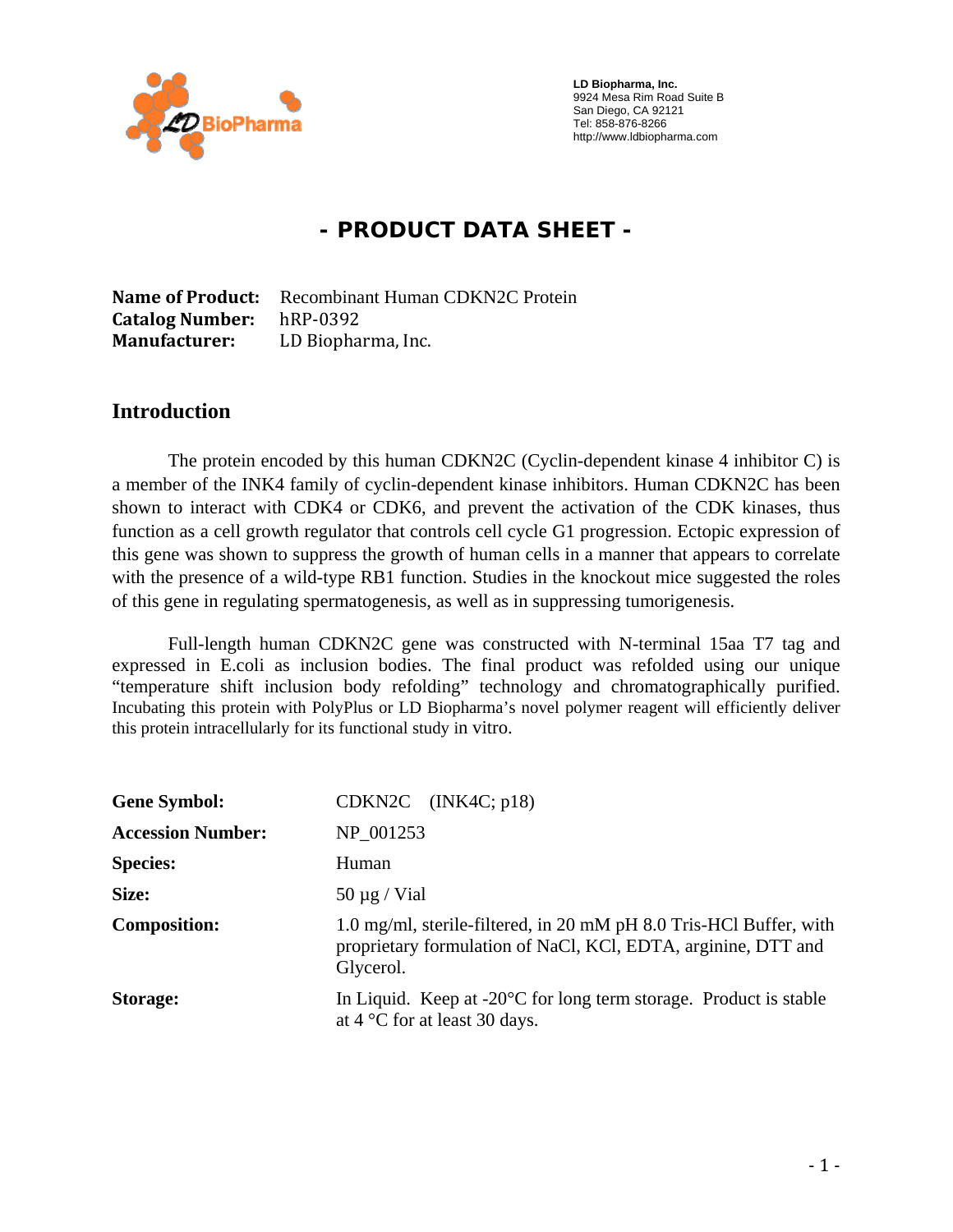LD Biopharma, Inc.
9924 Mesa Rim Road Suite B
San Diego, CA 92121
Tel: 858-876-8266
http://www.ldbiopharma.com

# - PRODUCT DATA SHEET -

**Name of Product:** Recombinant Human CDKN2C Protein
**Catalog Number:** hRP-0392
**Manufacturer:** LD Biopharma, Inc.

## Introduction

The protein encoded by this human CDKN2C (Cyclin-dependent kinase 4 inhibitor C) is a member of the INK4 family of cyclin-dependent kinase inhibitors. Human CDKN2C has been shown to interact with CDK4 or CDK6, and prevent the activation of the CDK kinases, thus function as a cell growth regulator that controls cell cycle G1 progression. Ectopic expression of this gene was shown to suppress the growth of human cells in a manner that appears to correlate with the presence of a wild-type RB1 function. Studies in the knockout mice suggested the roles of this gene in regulating spermatogenesis, as well as in suppressing tumorigenesis.

Full-length human CDKN2C gene was constructed with N-terminal 15aa T7 tag and expressed in E.coli as inclusion bodies. The final product was refolded using our unique "temperature shift inclusion body refolding" technology and chromatographically purified. Incubating this protein with PolyPlus or LD Biopharma's novel polymer reagent will efficiently deliver this protein intracellularly for its functional study in vitro.

| | |
|---|---|
| **Gene Symbol:** | CDKN2C (INK4C; p18) |
| **Accession Number:** | NP_001253 |
| **Species:** | Human |
| **Size:** | 50 µg / Vial |
| **Composition:** | 1.0 mg/ml, sterile-filtered, in 20 mM pH 8.0 Tris-HCl Buffer, with proprietary formulation of NaCl, KCl, EDTA, arginine, DTT and Glycerol. |
| **Storage:** | In Liquid. Keep at -20°C for long term storage. Product is stable at 4 °C for at least 30 days. |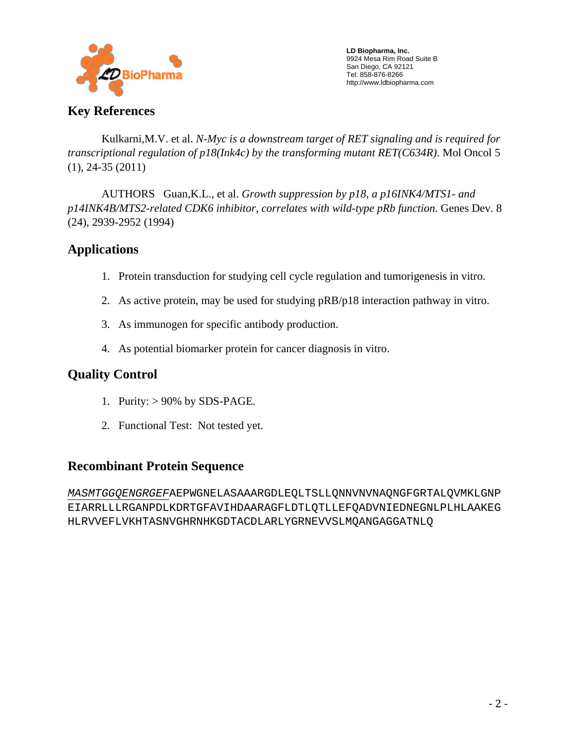## Key References

Kulkarni,M.V. et al. *N-Myc is a downstream target of RET signaling and is required for transcriptional regulation of p18(Ink4c) by the transforming mutant RET(C634R).* Mol Oncol 5 (1), 24-35 (2011)

AUTHORS Guan,K.L., et al. *Growth suppression by p18, a p16INK4/MTS1- and p14INK4B/MTS2-related CDK6 inhibitor, correlates with wild-type pRb function.* Genes Dev. 8 (24), 2939-2952 (1994)

## Applications

1. Protein transduction for studying cell cycle regulation and tumorigenesis in vitro.
2. As active protein, may be used for studying pRB/p18 interaction pathway in vitro.
3. As immunogen for specific antibody production.
4. As potential biomarker protein for cancer diagnosis in vitro.

## Quality Control

1. Purity: > 90% by SDS-PAGE.
2. Functional Test: Not tested yet.

## Recombinant Protein Sequence

*MASMTGGQENGRGEF*AEPWGNELASAAARGDLEQLTSLLQNNVNVNAQNGFGRTALQVMKLGNP
EIARRLLLRGANPDLKDRTGFAVIHDAARAGFLDTLQTLLEFQADVNIEDNEGNLPLHLAAKEG
HLRVVEFLVKHTASNVGHRNHKGDTACDLARLYGRNEVVSLMQANGAGGATNLQ